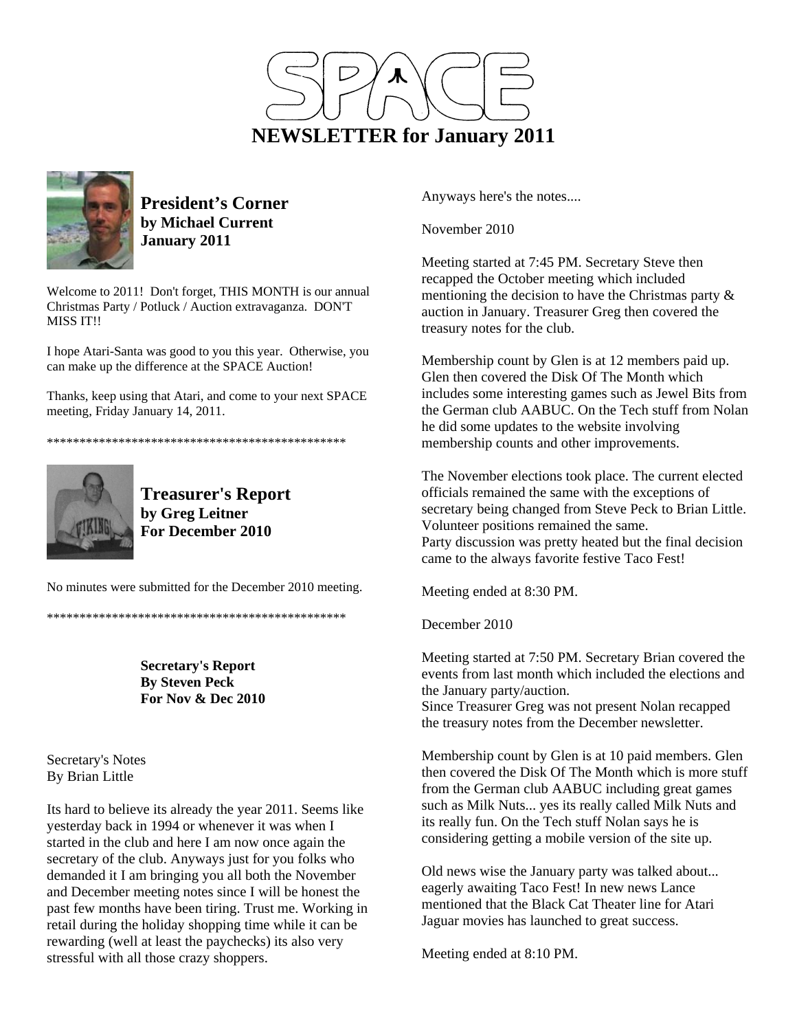# SPACE

## NEWSLETTER for January 2011

### President's Corner
**by Michael Current**
**January 2011**

Welcome to 2011! Don't forget, THIS MONTH is our annual Christmas Party / Potluck / Auction extravaganza. DON'T MISS IT!!

I hope Atari-Santa was good to you this year. Otherwise, you can make up the difference at the SPACE Auction!

Thanks, keep using that Atari, and come to your next SPACE meeting, Friday January 14, 2011.

***********************************************

### Treasurer's Report
**by Greg Leitner**
**For December 2010**

No minutes were submitted for the December 2010 meeting.

***********************************************

### Secretary's Report
**By Steven Peck**
**For Nov & Dec 2010**

Secretary's Notes
By Brian Little

Its hard to believe its already the year 2011. Seems like yesterday back in 1994 or whenever it was when I started in the club and here I am now once again the secretary of the club. Anyways just for you folks who demanded it I am bringing you all both the November and December meeting notes since I will be honest the past few months have been tiring. Trust me. Working in retail during the holiday shopping time while it can be rewarding (well at least the paychecks) its also very stressful with all those crazy shoppers.

Anyways here's the notes....

November 2010

Meeting started at 7:45 PM. Secretary Steve then recapped the October meeting which included mentioning the decision to have the Christmas party & auction in January. Treasurer Greg then covered the treasury notes for the club.

Membership count by Glen is at 12 members paid up. Glen then covered the Disk Of The Month which includes some interesting games such as Jewel Bits from the German club AABUC. On the Tech stuff from Nolan he did some updates to the website involving membership counts and other improvements.

The November elections took place. The current elected officials remained the same with the exceptions of secretary being changed from Steve Peck to Brian Little. Volunteer positions remained the same.
Party discussion was pretty heated but the final decision came to the always favorite festive Taco Fest!

Meeting ended at 8:30 PM.

December 2010

Meeting started at 7:50 PM. Secretary Brian covered the events from last month which included the elections and the January party/auction.
Since Treasurer Greg was not present Nolan recapped the treasury notes from the December newsletter.

Membership count by Glen is at 10 paid members. Glen then covered the Disk Of The Month which is more stuff from the German club AABUC including great games such as Milk Nuts... yes its really called Milk Nuts and its really fun. On the Tech stuff Nolan says he is considering getting a mobile version of the site up.

Old news wise the January party was talked about... eagerly awaiting Taco Fest! In new news Lance mentioned that the Black Cat Theater line for Atari Jaguar movies has launched to great success.

Meeting ended at 8:10 PM.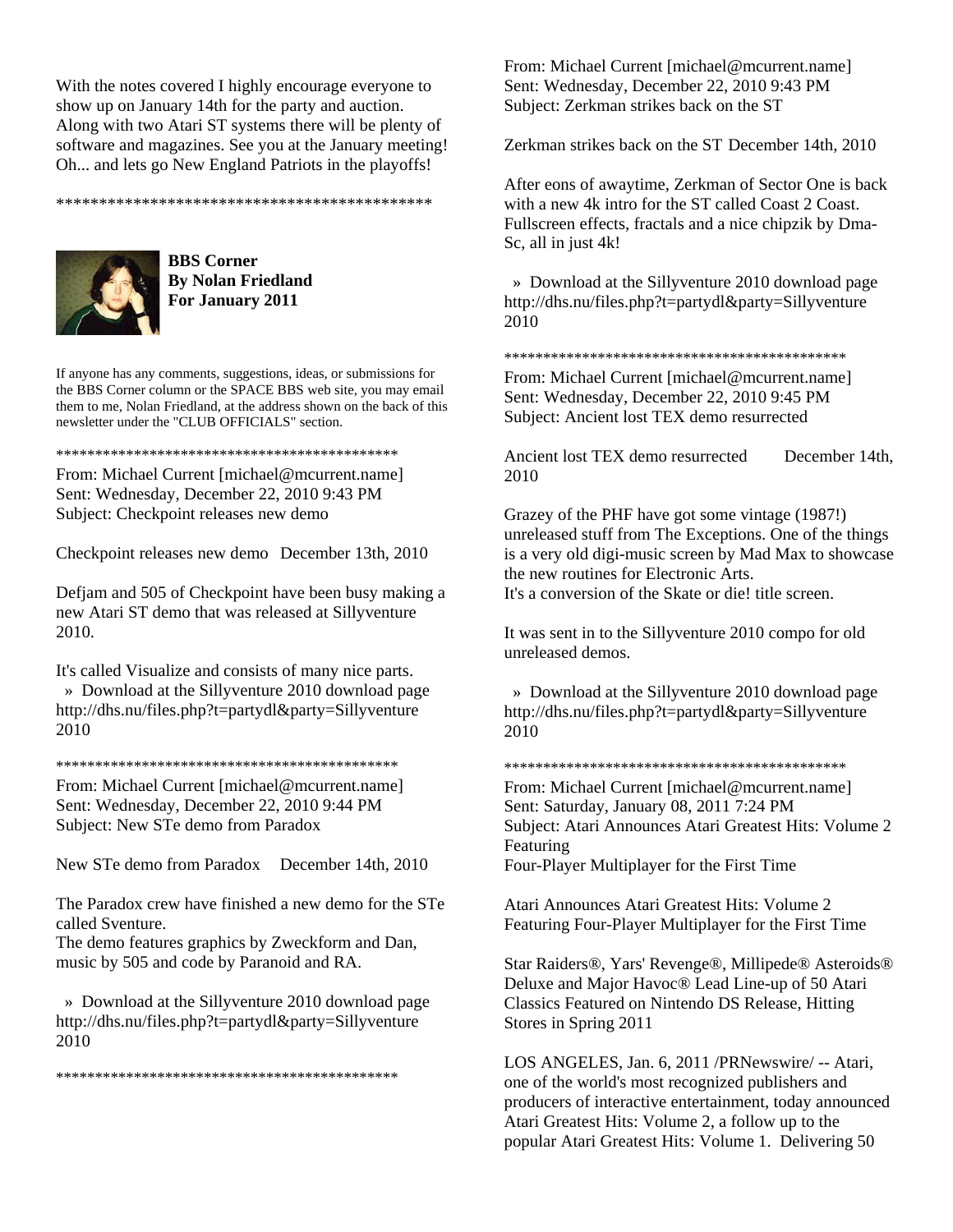With the notes covered I highly encourage everyone to show up on January 14th for the party and auction. Along with two Atari ST systems there will be plenty of software and magazines. See you at the January meeting! Oh... and lets go New England Patriots in the playoffs!

**********************************************

**BBS Corner**
**By Nolan Friedland**
**For January 2011**

If anyone has any comments, suggestions, ideas, or submissions for the BBS Corner column or the SPACE BBS web site, you may email them to me, Nolan Friedland, at the address shown on the back of this newsletter under the "CLUB OFFICIALS" section.

**********************************************

From: Michael Current [michael@mcurrent.name]
Sent: Wednesday, December 22, 2010 9:43 PM
Subject: Checkpoint releases new demo

Checkpoint releases new demo December 13th, 2010

Defjam and 505 of Checkpoint have been busy making a new Atari ST demo that was released at Sillyventure 2010.

It's called Visualize and consists of many nice parts.
» Download at the Sillyventure 2010 download page
http://dhs.nu/files.php?t=partydl&party=Sillyventure 2010

**********************************************

From: Michael Current [michael@mcurrent.name]
Sent: Wednesday, December 22, 2010 9:44 PM
Subject: New STe demo from Paradox

New STe demo from Paradox December 14th, 2010

The Paradox crew have finished a new demo for the STe called Sventure.
The demo features graphics by Zweckform and Dan, music by 505 and code by Paranoid and RA.

» Download at the Sillyventure 2010 download page
http://dhs.nu/files.php?t=partydl&party=Sillyventure 2010

**********************************************

From: Michael Current [michael@mcurrent.name]
Sent: Wednesday, December 22, 2010 9:43 PM
Subject: Zerkman strikes back on the ST

Zerkman strikes back on the ST December 14th, 2010

After eons of awaytime, Zerkman of Sector One is back with a new 4k intro for the ST called Coast 2 Coast. Fullscreen effects, fractals and a nice chipzik by Dma-Sc, all in just 4k!

» Download at the Sillyventure 2010 download page
http://dhs.nu/files.php?t=partydl&party=Sillyventure 2010

**********************************************

From: Michael Current [michael@mcurrent.name]
Sent: Wednesday, December 22, 2010 9:45 PM
Subject: Ancient lost TEX demo resurrected

Ancient lost TEX demo resurrected December 14th, 2010

Grazey of the PHF have got some vintage (1987!) unreleased stuff from The Exceptions. One of the things is a very old digi-music screen by Mad Max to showcase the new routines for Electronic Arts.
It's a conversion of the Skate or die! title screen.

It was sent in to the Sillyventure 2010 compo for old unreleased demos.

» Download at the Sillyventure 2010 download page
http://dhs.nu/files.php?t=partydl&party=Sillyventure 2010

**********************************************

From: Michael Current [michael@mcurrent.name]
Sent: Saturday, January 08, 2011 7:24 PM
Subject: Atari Announces Atari Greatest Hits: Volume 2 Featuring
Four-Player Multiplayer for the First Time

Atari Announces Atari Greatest Hits: Volume 2 Featuring Four-Player Multiplayer for the First Time

Star Raiders®, Yars' Revenge®, Millipede® Asteroids® Deluxe and Major Havoc® Lead Line-up of 50 Atari Classics Featured on Nintendo DS Release, Hitting Stores in Spring 2011

LOS ANGELES, Jan. 6, 2011 /PRNewswire/ -- Atari, one of the world's most recognized publishers and producers of interactive entertainment, today announced Atari Greatest Hits: Volume 2, a follow up to the popular Atari Greatest Hits: Volume 1. Delivering 50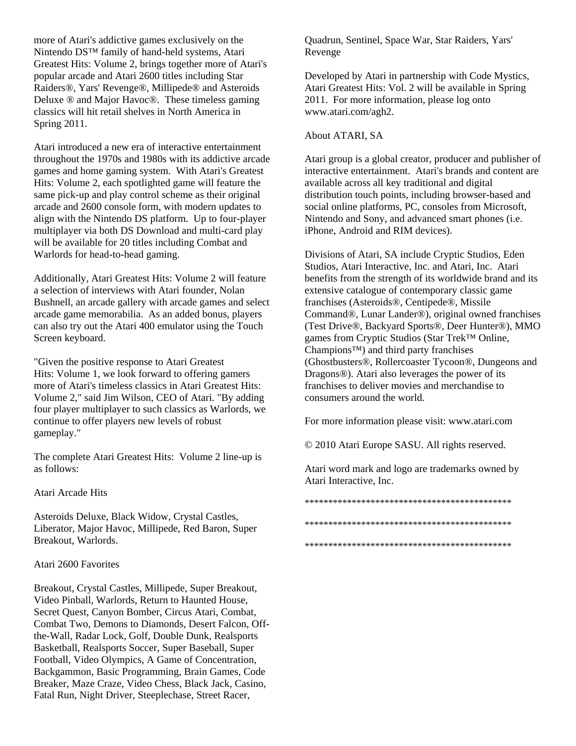more of Atari's addictive games exclusively on the Nintendo DS™ family of hand-held systems, Atari Greatest Hits: Volume 2, brings together more of Atari's popular arcade and Atari 2600 titles including Star Raiders®, Yars' Revenge®, Millipede® and Asteroids Deluxe ® and Major Havoc®. These timeless gaming classics will hit retail shelves in North America in Spring 2011.

Atari introduced a new era of interactive entertainment throughout the 1970s and 1980s with its addictive arcade games and home gaming system. With Atari's Greatest Hits: Volume 2, each spotlighted game will feature the same pick-up and play control scheme as their original arcade and 2600 console form, with modern updates to align with the Nintendo DS platform. Up to four-player multiplayer via both DS Download and multi-card play will be available for 20 titles including Combat and Warlords for head-to-head gaming.

Additionally, Atari Greatest Hits: Volume 2 will feature a selection of interviews with Atari founder, Nolan Bushnell, an arcade gallery with arcade games and select arcade game memorabilia. As an added bonus, players can also try out the Atari 400 emulator using the Touch Screen keyboard.

"Given the positive response to Atari Greatest Hits: Volume 1, we look forward to offering gamers more of Atari's timeless classics in Atari Greatest Hits: Volume 2," said Jim Wilson, CEO of Atari. "By adding four player multiplayer to such classics as Warlords, we continue to offer players new levels of robust gameplay."

The complete Atari Greatest Hits: Volume 2 line-up is as follows:

Atari Arcade Hits

Asteroids Deluxe, Black Widow, Crystal Castles, Liberator, Major Havoc, Millipede, Red Baron, Super Breakout, Warlords.

Atari 2600 Favorites

Breakout, Crystal Castles, Millipede, Super Breakout, Video Pinball, Warlords, Return to Haunted House, Secret Quest, Canyon Bomber, Circus Atari, Combat, Combat Two, Demons to Diamonds, Desert Falcon, Off-the-Wall, Radar Lock, Golf, Double Dunk, Realsports Basketball, Realsports Soccer, Super Baseball, Super Football, Video Olympics, A Game of Concentration, Backgammon, Basic Programming, Brain Games, Code Breaker, Maze Craze, Video Chess, Black Jack, Casino, Fatal Run, Night Driver, Steeplechase, Street Racer, Quadrun, Sentinel, Space War, Star Raiders, Yars' Revenge

Developed by Atari in partnership with Code Mystics, Atari Greatest Hits: Vol. 2 will be available in Spring 2011. For more information, please log onto www.atari.com/agh2.

About ATARI, SA

Atari group is a global creator, producer and publisher of interactive entertainment. Atari's brands and content are available across all key traditional and digital distribution touch points, including browser-based and social online platforms, PC, consoles from Microsoft, Nintendo and Sony, and advanced smart phones (i.e. iPhone, Android and RIM devices).

Divisions of Atari, SA include Cryptic Studios, Eden Studios, Atari Interactive, Inc. and Atari, Inc. Atari benefits from the strength of its worldwide brand and its extensive catalogue of contemporary classic game franchises (Asteroids®, Centipede®, Missile Command®, Lunar Lander®), original owned franchises (Test Drive®, Backyard Sports®, Deer Hunter®), MMO games from Cryptic Studios (Star Trek™ Online, Champions™) and third party franchises (Ghostbusters®, Rollercoaster Tycoon®, Dungeons and Dragons®). Atari also leverages the power of its franchises to deliver movies and merchandise to consumers around the world.

For more information please visit: www.atari.com

© 2010 Atari Europe SASU. All rights reserved.

Atari word mark and logo are trademarks owned by Atari Interactive, Inc.

********************************************

********************************************

********************************************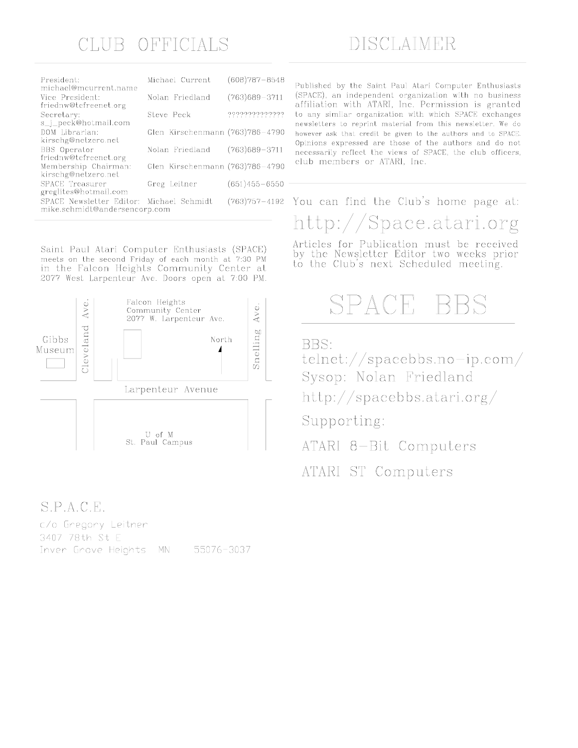# CLUB OFFICIALS

| | | |
|---|---|---|
| President: michael@mcurrent.name | Michael Current | (608)787-8548 |
| Vice President: friednw@tcfreenet.org | Nolan Friedland | (763)689-3711 |
| Secretary: s_j_peck@hotmail.com | Steve Peck | ?????????????? |
| DOM Librarian: kirschg@netzero.net | Glen Kirschenmann | (763)786-4790 |
| BBS Operator friednw@tcfreenet.org | Nolan Friedland | (763)689-3711 |
| Membership Chairman: kirschg@netzero.net | Glen Kirschenmann | (763)786-4790 |
| SPACE Treasurer greglites@hotmail.com | Greg Leitner | (651)455-6550 |
| SPACE Newsletter Editor: mike.schmidt@andersencorp.com | Michael Schmidt | (763)757-4192 |

Saint Paul Atari Computer Enthusiasts (SPACE) meets on the second Friday of each month at 7:30 PM in the Falcon Heights Community Center at 2077 West Larpenteur Ave. Doors open at 7:00 PM.

Falcon Heights Community Center 2077 W. Larpenteur Ave.

Gibbs Museum

Cleveland Ave.

Snelling Ave.

North

Larpenteur Avenue

U of M St. Paul Campus

# DISCLAIMER

Published by the Saint Paul Atari Computer Enthusiasts (SPACE), an independent organization with no business affiliation with ATARI, Inc. Permission is granted to any similar organization with which SPACE exchanges newsletters to reprint material from this newsletter. We do however ask that credit be given to the authors and to SPACE. Opinions expressed are those of the authors and do not necessarily reflect the views of SPACE, the club officers, club members or ATARI, Inc.

You can find the Club's home page at:

http://Space.atari.org

Articles for Publication must be received by the Newsletter Editor two weeks prior to the Club's next Scheduled meeting.

# SPACE BBS

BBS:
telnet://spacebbs.no-ip.com/
Sysop: Nolan Friedland
http://spacebbs.atari.org/

Supporting:

ATARI 8-Bit Computers

ATARI ST Computers

S.P.A.C.E.
c/o Gregory Leitner
3407 78th St E
Inver Grove Heights MN 55076-3037